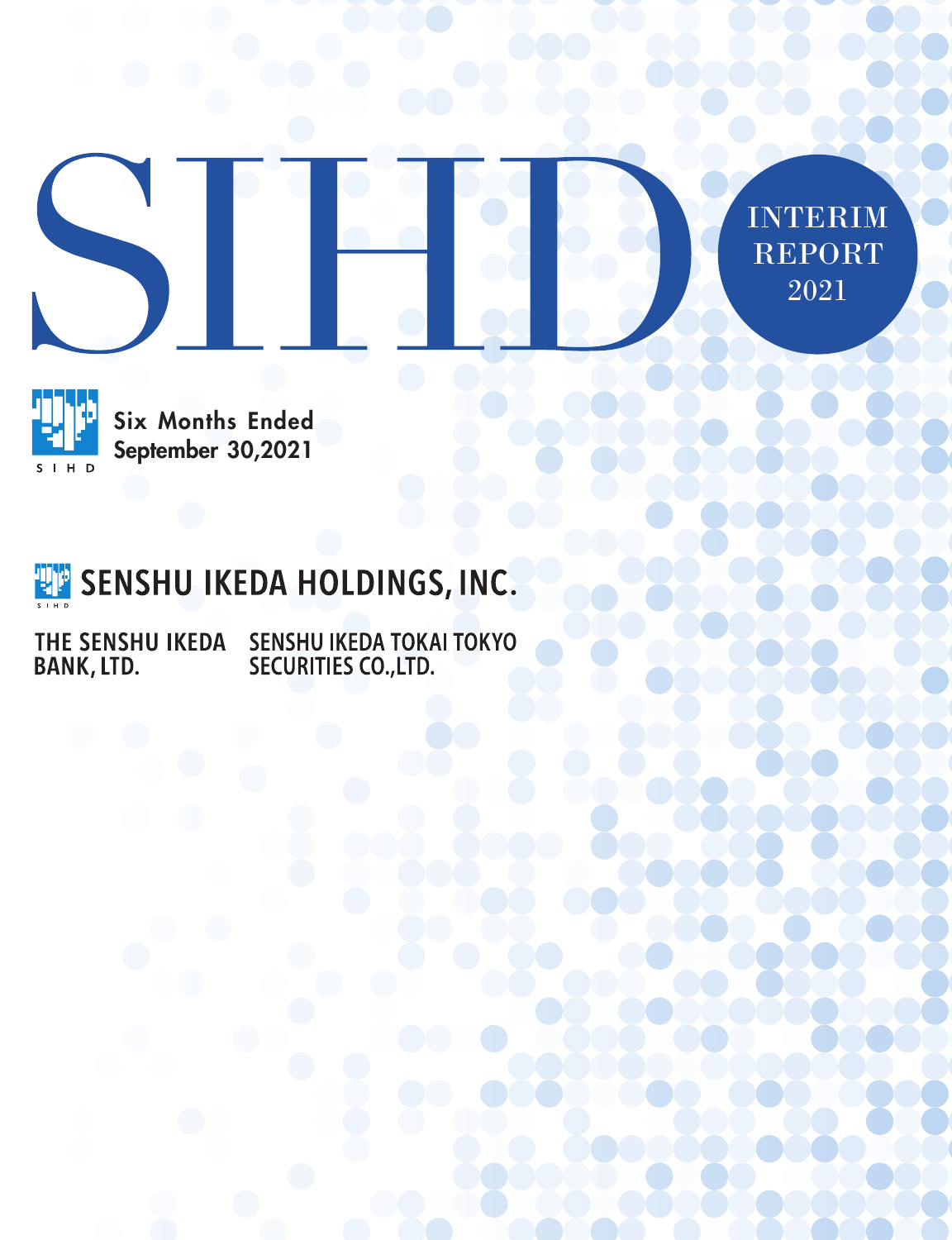# SIHD

INTERIM REPORT 2021

Six Months Ended September 30,2021

## SENSHU IKEDA HOLDINGS, INC.

THE SENSHU IKEDA BANK, LTD.

SENSHU IKEDA TOKAI TOKYO SECURITIES CO.,LTD.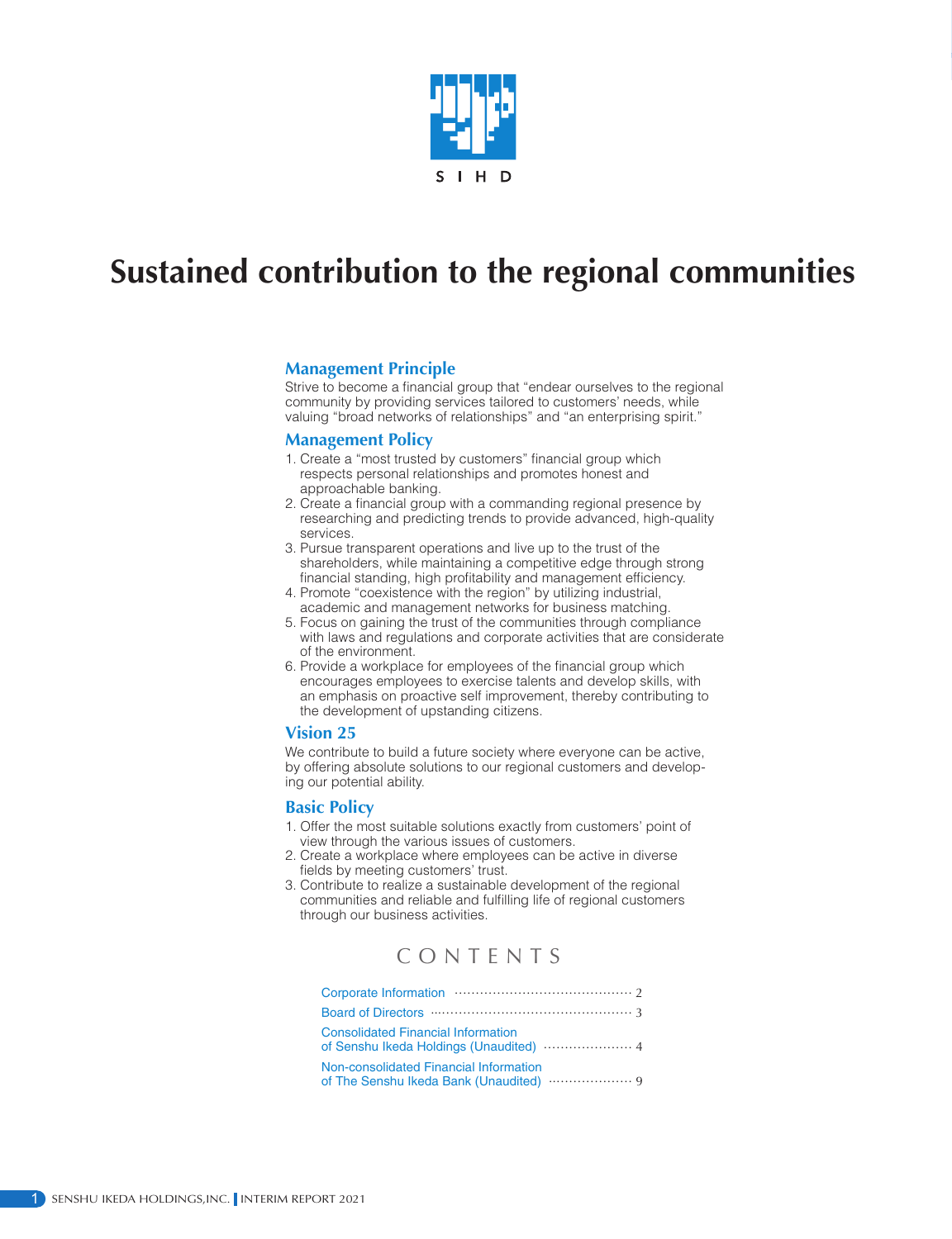S I H D

# Sustained contribution to the regional communities

## Management Principle

Strive to become a financial group that "endear ourselves to the regional community by providing services tailored to customers' needs, while valuing "broad networks of relationships" and "an enterprising spirit."

## Management Policy

1. Create a "most trusted by customers" financial group which respects personal relationships and promotes honest and approachable banking.
2. Create a financial group with a commanding regional presence by researching and predicting trends to provide advanced, high-quality services.
3. Pursue transparent operations and live up to the trust of the shareholders, while maintaining a competitive edge through strong financial standing, high profitability and management efficiency.
4. Promote "coexistence with the region" by utilizing industrial, academic and management networks for business matching.
5. Focus on gaining the trust of the communities through compliance with laws and regulations and corporate activities that are considerate of the environment.
6. Provide a workplace for employees of the financial group which encourages employees to exercise talents and develop skills, with an emphasis on proactive self improvement, thereby contributing to the development of upstanding citizens.

## Vision 25

We contribute to build a future society where everyone can be active, by offering absolute solutions to our regional customers and developing our potential ability.

## Basic Policy

1. Offer the most suitable solutions exactly from customers' point of view through the various issues of customers.
2. Create a workplace where employees can be active in diverse fields by meeting customers' trust.
3. Contribute to realize a sustainable development of the regional communities and reliable and fulfilling life of regional customers through our business activities.

## CONTENTS

- Corporate Information ........ 2
- Board of Directors ........ 3
- Consolidated Financial Information of Senshu Ikeda Holdings (Unaudited) ........ 4
- Non-consolidated Financial Information of The Senshu Ikeda Bank (Unaudited) ........ 9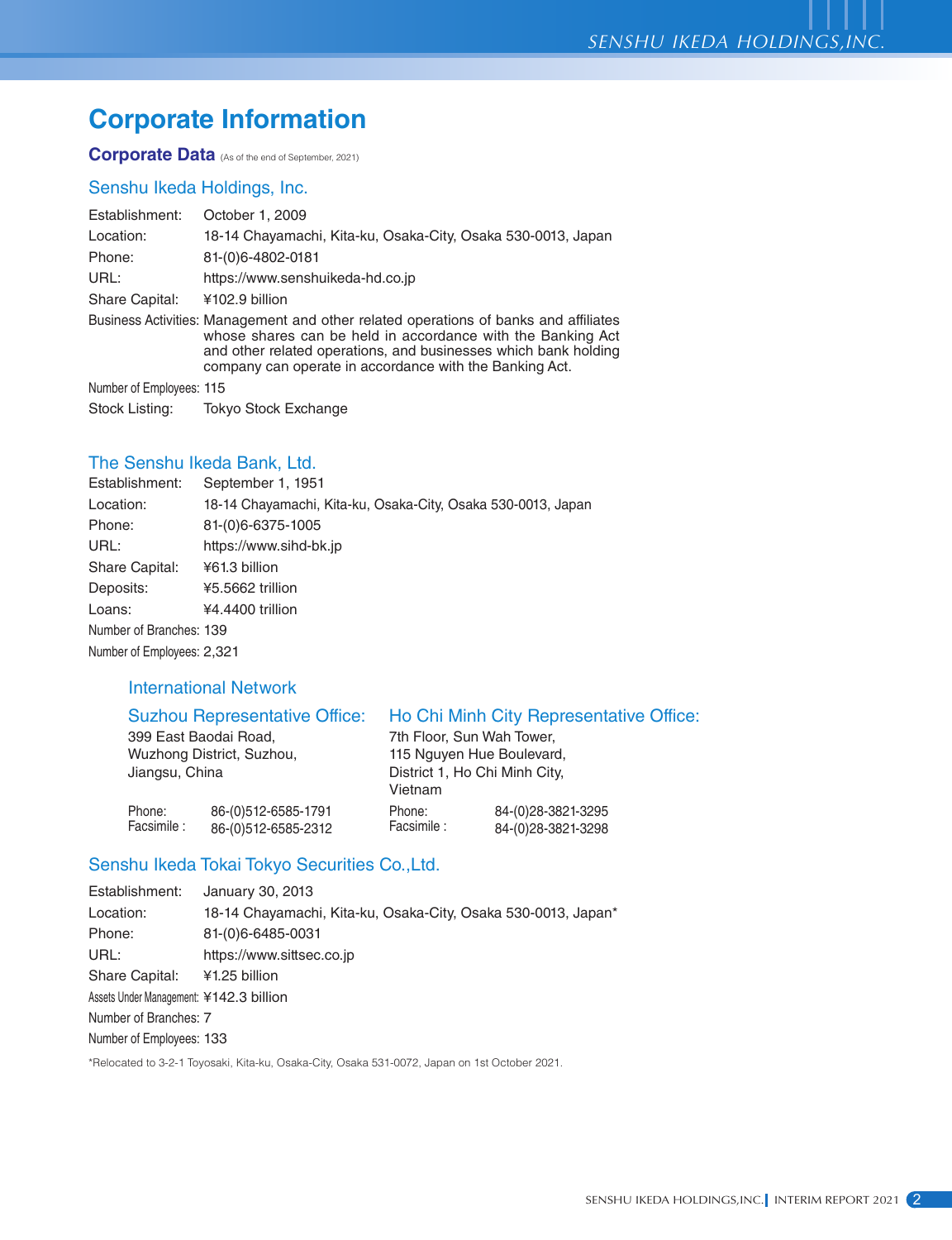# Corporate Information

## Corporate Data (As of the end of September, 2021)

### Senshu Ikeda Holdings, Inc.

| | |
|---|---|
| Establishment: | October 1, 2009 |
| Location: | 18-14 Chayamachi, Kita-ku, Osaka-City, Osaka 530-0013, Japan |
| Phone: | 81-(0)6-4802-0181 |
| URL: | https://www.senshuikeda-hd.co.jp |
| Share Capital: | ¥102.9 billion |
| Business Activities: | Management and other related operations of banks and affiliates whose shares can be held in accordance with the Banking Act and other related operations, and businesses which bank holding company can operate in accordance with the Banking Act. |
| Number of Employees: | 115 |
| Stock Listing: | Tokyo Stock Exchange |

### The Senshu Ikeda Bank, Ltd.

| | |
|---|---|
| Establishment: | September 1, 1951 |
| Location: | 18-14 Chayamachi, Kita-ku, Osaka-City, Osaka 530-0013, Japan |
| Phone: | 81-(0)6-6375-1005 |
| URL: | https://www.sihd-bk.jp |
| Share Capital: | ¥61.3 billion |
| Deposits: | ¥5.5662 trillion |
| Loans: | ¥4.4400 trillion |
| Number of Branches: | 139 |
| Number of Employees: | 2,321 |

#### International Network

**Suzhou Representative Office:**
399 East Baodai Road,
Wuzhong District, Suzhou,
Jiangsu, China

Phone: 86-(0)512-6585-1791
Facsimile : 86-(0)512-6585-2312

**Ho Chi Minh City Representative Office:**
7th Floor, Sun Wah Tower,
115 Nguyen Hue Boulevard,
District 1, Ho Chi Minh City,
Vietnam

Phone: 84-(0)28-3821-3295
Facsimile : 84-(0)28-3821-3298

### Senshu Ikeda Tokai Tokyo Securities Co.,Ltd.

| | |
|---|---|
| Establishment: | January 30, 2013 |
| Location: | 18-14 Chayamachi, Kita-ku, Osaka-City, Osaka 530-0013, Japan* |
| Phone: | 81-(0)6-6485-0031 |
| URL: | https://www.sittsec.co.jp |
| Share Capital: | ¥1.25 billion |
| Assets Under Management: | ¥142.3 billion |
| Number of Branches: | 7 |
| Number of Employees: | 133 |

*Relocated to 3-2-1 Toyosaki, Kita-ku, Osaka-City, Osaka 531-0072, Japan on 1st October 2021.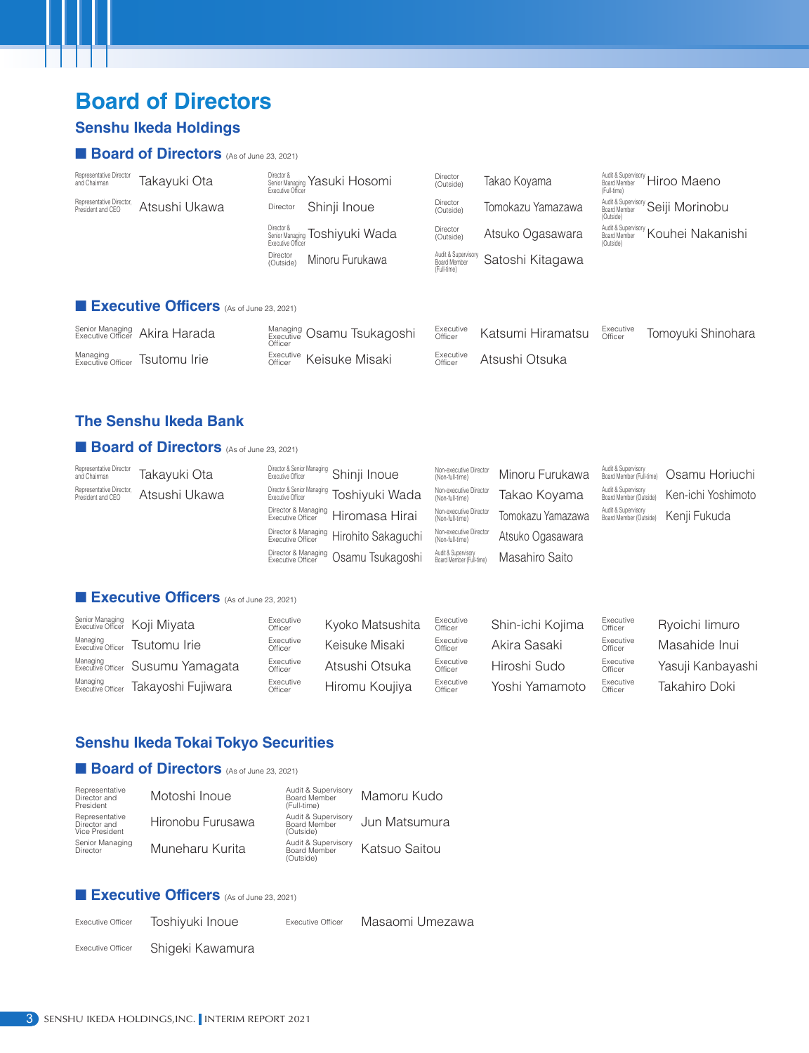# Board of Directors

## Senshu Ikeda Holdings

### Board of Directors (As of June 23, 2021)

| Title | Name |
|---|---|
| Representative Director and Chairman | Takayuki Ota |
| Representative Director, President and CEO | Atsushi Ukawa |
| Director & Senior Managing Executive Officer | Yasuki Hosomi |
| Director | Shinji Inoue |
| Director & Senior Managing Executive Officer | Toshiyuki Wada |
| Director (Outside) | Minoru Furukawa |
| Director (Outside) | Takao Koyama |
| Director (Outside) | Tomokazu Yamazawa |
| Director (Outside) | Atsuko Ogasawara |
| Audit & Supervisory Board Member (Full-time) | Satoshi Kitagawa |
| Audit & Supervisory Board Member (Full-time) | Hiroo Maeno |
| Audit & Supervisory Board Member (Outside) | Seiji Morinobu |
| Audit & Supervisory Board Member (Outside) | Kouhei Nakanishi |

### Executive Officers (As of June 23, 2021)

| Title | Name |
|---|---|
| Senior Managing Executive Officer | Akira Harada |
| Managing Executive Officer | Tsutomu Irie |
| Managing Executive Officer | Osamu Tsukagoshi |
| Executive Officer | Keisuke Misaki |
| Executive Officer | Katsumi Hiramatsu |
| Executive Officer | Atsushi Otsuka |
| Executive Officer | Tomoyuki Shinohara |

## The Senshu Ikeda Bank

### Board of Directors (As of June 23, 2021)

| Title | Name |
|---|---|
| Representative Director and Chairman | Takayuki Ota |
| Representative Director, President and CEO | Atsushi Ukawa |
| Director & Senior Managing Executive Officer | Shinji Inoue |
| Director & Senior Managing Executive Officer | Toshiyuki Wada |
| Director & Managing Executive Officer | Hiromasa Hirai |
| Director & Managing Executive Officer | Hirohito Sakaguchi |
| Director & Managing Executive Officer | Osamu Tsukagoshi |
| Non-executive Director (Non-full-time) | Minoru Furukawa |
| Non-executive Director (Non-full-time) | Takao Koyama |
| Non-executive Director (Non-full-time) | Tomokazu Yamazawa |
| Non-executive Director (Non-full-time) | Atsuko Ogasawara |
| Audit & Supervisory Board Member (Full-time) | Masahiro Saito |
| Audit & Supervisory Board Member (Full-time) | Osamu Horiuchi |
| Audit & Supervisory Board Member (Outside) | Ken-ichi Yoshimoto |
| Audit & Supervisory Board Member (Outside) | Kenji Fukuda |

### Executive Officers (As of June 23, 2021)

| Title | Name |
|---|---|
| Senior Managing Executive Officer | Koji Miyata |
| Managing Executive Officer | Tsutomu Irie |
| Managing Executive Officer | Susumu Yamagata |
| Managing Executive Officer | Takayoshi Fujiwara |
| Executive Officer | Kyoko Matsushita |
| Executive Officer | Keisuke Misaki |
| Executive Officer | Atsushi Otsuka |
| Executive Officer | Hiromu Koujiya |
| Executive Officer | Shin-ichi Kojima |
| Executive Officer | Akira Sasaki |
| Executive Officer | Hiroshi Sudo |
| Executive Officer | Yoshi Yamamoto |
| Executive Officer | Ryoichi Iimuro |
| Executive Officer | Masahide Inui |
| Executive Officer | Yasuji Kanbayashi |
| Executive Officer | Takahiro Doki |

## Senshu Ikeda Tokai Tokyo Securities

### Board of Directors (As of June 23, 2021)

| Title | Name |
|---|---|
| Representative Director and President | Motoshi Inoue |
| Representative Director and Vice President | Hironobu Furusawa |
| Senior Managing Director | Muneharu Kurita |
| Audit & Supervisory Board Member (Full-time) | Mamoru Kudo |
| Audit & Supervisory Board Member (Outside) | Jun Matsumura |
| Audit & Supervisory Board Member (Outside) | Katsuo Saitou |

### Executive Officers (As of June 23, 2021)

| Title | Name |
|---|---|
| Executive Officer | Toshiyuki Inoue |
| Executive Officer | Shigeki Kawamura |
| Executive Officer | Masaomi Umezawa |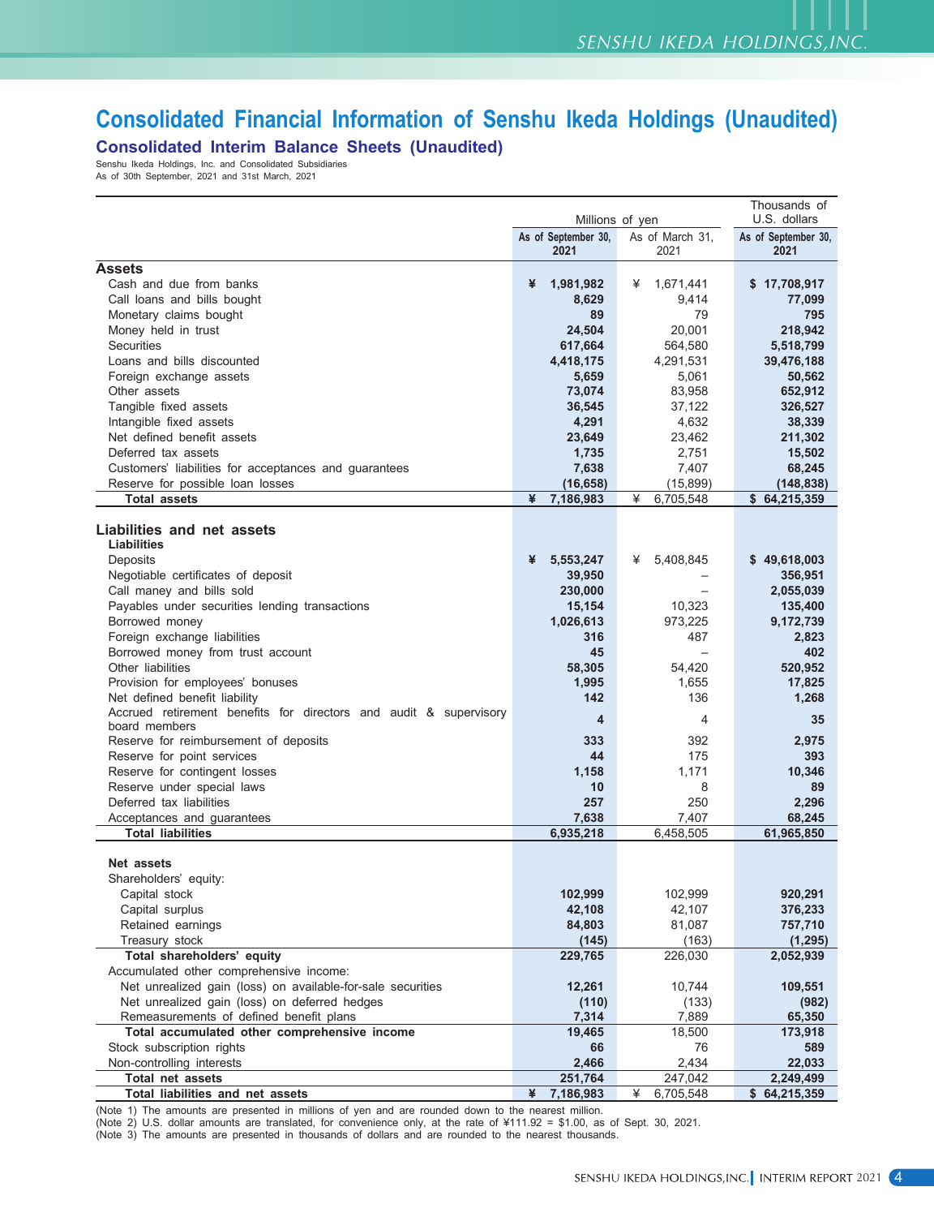# Consolidated Financial Information of Senshu Ikeda Holdings (Unaudited)

## Consolidated Interim Balance Sheets (Unaudited)

Senshu Ikeda Holdings, Inc. and Consolidated Subsidiaries
As of 30th September, 2021 and 31st March, 2021

| | Millions of yen | | Thousands of U.S. dollars |
|---|---|---|---|
| | **As of September 30, 2021** | As of March 31, 2021 | **As of September 30, 2021** |
| **Assets** | | | |
| Cash and due from banks | **¥ 1,981,982** | ¥ 1,671,441 | **$ 17,708,917** |
| Call loans and bills bought | **8,629** | 9,414 | **77,099** |
| Monetary claims bought | **89** | 79 | **795** |
| Money held in trust | **24,504** | 20,001 | **218,942** |
| Securities | **617,664** | 564,580 | **5,518,799** |
| Loans and bills discounted | **4,418,175** | 4,291,531 | **39,476,188** |
| Foreign exchange assets | **5,659** | 5,061 | **50,562** |
| Other assets | **73,074** | 83,958 | **652,912** |
| Tangible fixed assets | **36,545** | 37,122 | **326,527** |
| Intangible fixed assets | **4,291** | 4,632 | **38,339** |
| Net defined benefit assets | **23,649** | 23,462 | **211,302** |
| Deferred tax assets | **1,735** | 2,751 | **15,502** |
| Customers' liabilities for acceptances and guarantees | **7,638** | 7,407 | **68,245** |
| Reserve for possible loan losses | **(16,658)** | (15,899) | **(148,838)** |
| **Total assets** | **¥ 7,186,983** | ¥ 6,705,548 | **$ 64,215,359** |
| **Liabilities and net assets** | | | |
| **Liabilities** | | | |
| Deposits | **¥ 5,553,247** | ¥ 5,408,845 | **$ 49,618,003** |
| Negotiable certificates of deposit | **39,950** | – | **356,951** |
| Call maney and bills sold | **230,000** | – | **2,055,039** |
| Payables under securities lending transactions | **15,154** | 10,323 | **135,400** |
| Borrowed money | **1,026,613** | 973,225 | **9,172,739** |
| Foreign exchange liabilities | **316** | 487 | **2,823** |
| Borrowed money from trust account | **45** | – | **402** |
| Other liabilities | **58,305** | 54,420 | **520,952** |
| Provision for employees' bonuses | **1,995** | 1,655 | **17,825** |
| Net defined benefit liability | **142** | 136 | **1,268** |
| Accrued retirement benefits for directors and audit & supervisory board members | **4** | 4 | **35** |
| Reserve for reimbursement of deposits | **333** | 392 | **2,975** |
| Reserve for point services | **44** | 175 | **393** |
| Reserve for contingent losses | **1,158** | 1,171 | **10,346** |
| Reserve under special laws | **10** | 8 | **89** |
| Deferred tax liabilities | **257** | 250 | **2,296** |
| Acceptances and guarantees | **7,638** | 7,407 | **68,245** |
| **Total liabilities** | **6,935,218** | 6,458,505 | **61,965,850** |
| **Net assets** | | | |
| Shareholders' equity: | | | |
| Capital stock | **102,999** | 102,999 | **920,291** |
| Capital surplus | **42,108** | 42,107 | **376,233** |
| Retained earnings | **84,803** | 81,087 | **757,710** |
| Treasury stock | **(145)** | (163) | **(1,295)** |
| **Total shareholders' equity** | **229,765** | 226,030 | **2,052,939** |
| Accumulated other comprehensive income: | | | |
| Net unrealized gain (loss) on available-for-sale securities | **12,261** | 10,744 | **109,551** |
| Net unrealized gain (loss) on deferred hedges | **(110)** | (133) | **(982)** |
| Remeasurements of defined benefit plans | **7,314** | 7,889 | **65,350** |
| **Total accumulated other comprehensive income** | **19,465** | 18,500 | **173,918** |
| Stock subscription rights | **66** | 76 | **589** |
| Non-controlling interests | **2,466** | 2,434 | **22,033** |
| **Total net assets** | **251,764** | 247,042 | **2,249,499** |
| **Total liabilities and net assets** | **¥ 7,186,983** | ¥ 6,705,548 | **$ 64,215,359** |

(Note 1) The amounts are presented in millions of yen and are rounded down to the nearest million.
(Note 2) U.S. dollar amounts are translated, for convenience only, at the rate of ¥111.92 = $1.00, as of Sept. 30, 2021.
(Note 3) The amounts are presented in thousands of dollars and are rounded to the nearest thousands.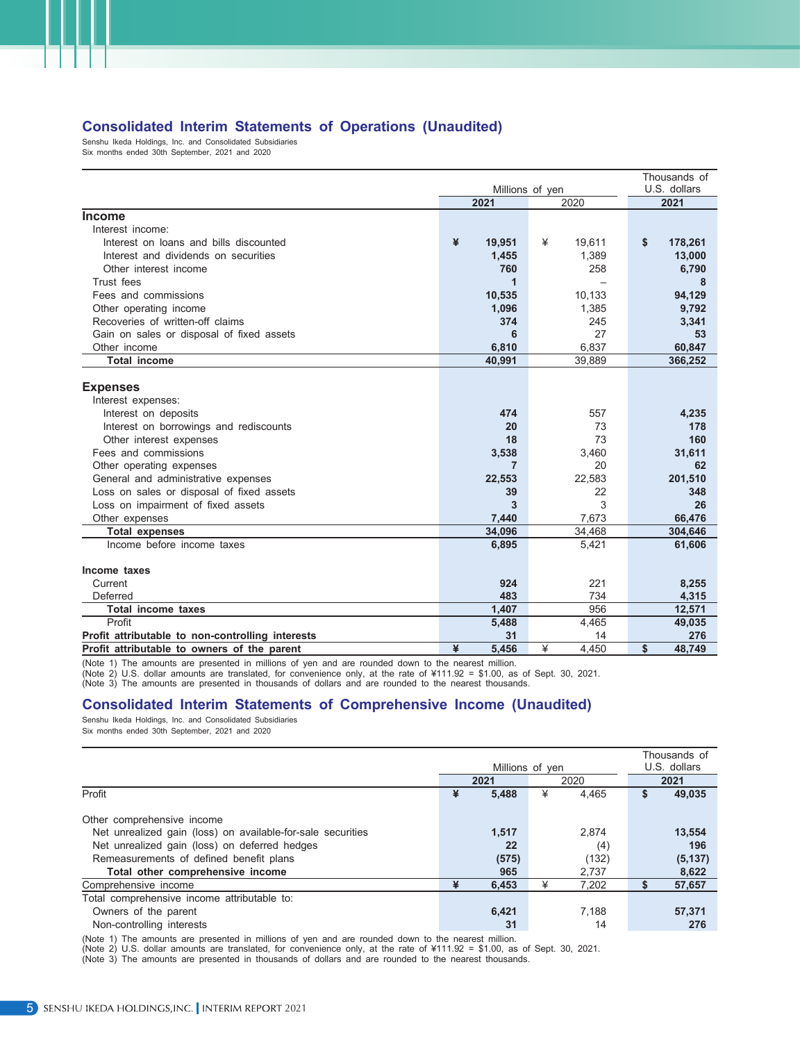## Consolidated Interim Statements of Operations (Unaudited)

Senshu Ikeda Holdings, Inc. and Consolidated Subsidiaries
Six months ended 30th September, 2021 and 2020

| | Millions of yen | | Thousands of U.S. dollars |
|---|---|---|---|
| | 2021 | 2020 | 2021 |
| **Income** | | | |
| Interest income: | | | |
| Interest on loans and bills discounted | ¥ 19,951 | ¥ 19,611 | $ 178,261 |
| Interest and dividends on securities | 1,455 | 1,389 | 13,000 |
| Other interest income | 760 | 258 | 6,790 |
| Trust fees | 1 | – | 8 |
| Fees and commissions | 10,535 | 10,133 | 94,129 |
| Other operating income | 1,096 | 1,385 | 9,792 |
| Recoveries of written-off claims | 374 | 245 | 3,341 |
| Gain on sales or disposal of fixed assets | 6 | 27 | 53 |
| Other income | 6,810 | 6,837 | 60,847 |
| **Total income** | 40,991 | 39,889 | 366,252 |
| **Expenses** | | | |
| Interest expenses: | | | |
| Interest on deposits | 474 | 557 | 4,235 |
| Interest on borrowings and rediscounts | 20 | 73 | 178 |
| Other interest expenses | 18 | 73 | 160 |
| Fees and commissions | 3,538 | 3,460 | 31,611 |
| Other operating expenses | 7 | 20 | 62 |
| General and administrative expenses | 22,553 | 22,583 | 201,510 |
| Loss on sales or disposal of fixed assets | 39 | 22 | 348 |
| Loss on impairment of fixed assets | 3 | 3 | 26 |
| Other expenses | 7,440 | 7,673 | 66,476 |
| **Total expenses** | 34,096 | 34,468 | 304,646 |
| Income before income taxes | 6,895 | 5,421 | 61,606 |
| **Income taxes** | | | |
| Current | 924 | 221 | 8,255 |
| Deferred | 483 | 734 | 4,315 |
| **Total income taxes** | 1,407 | 956 | 12,571 |
| Profit | 5,488 | 4,465 | 49,035 |
| **Profit attributable to non-controlling interests** | 31 | 14 | 276 |
| **Profit attributable to owners of the parent** | ¥ 5,456 | ¥ 4,450 | $ 48,749 |

(Note 1) The amounts are presented in millions of yen and are rounded down to the nearest million.
(Note 2) U.S. dollar amounts are translated, for convenience only, at the rate of ¥111.92 = $1.00, as of Sept. 30, 2021.
(Note 3) The amounts are presented in thousands of dollars and are rounded to the nearest thousands.

## Consolidated Interim Statements of Comprehensive Income (Unaudited)

Senshu Ikeda Holdings, Inc. and Consolidated Subsidiaries
Six months ended 30th September, 2021 and 2020

| | Millions of yen | | Thousands of U.S. dollars |
|---|---|---|---|
| | 2021 | 2020 | 2021 |
| Profit | ¥ 5,488 | ¥ 4,465 | $ 49,035 |
| Other comprehensive income | | | |
| Net unrealized gain (loss) on available-for-sale securities | 1,517 | 2,874 | 13,554 |
| Net unrealized gain (loss) on deferred hedges | 22 | (4) | 196 |
| Remeasurements of defined benefit plans | (575) | (132) | (5,137) |
| **Total other comprehensive income** | 965 | 2,737 | 8,622 |
| Comprehensive income | ¥ 6,453 | ¥ 7,202 | $ 57,657 |
| Total comprehensive income attributable to: | | | |
| Owners of the parent | 6,421 | 7,188 | 57,371 |
| Non-controlling interests | 31 | 14 | 276 |

(Note 1) The amounts are presented in millions of yen and are rounded down to the nearest million.
(Note 2) U.S. dollar amounts are translated, for convenience only, at the rate of ¥111.92 = $1.00, as of Sept. 30, 2021.
(Note 3) The amounts are presented in thousands of dollars and are rounded to the nearest thousands.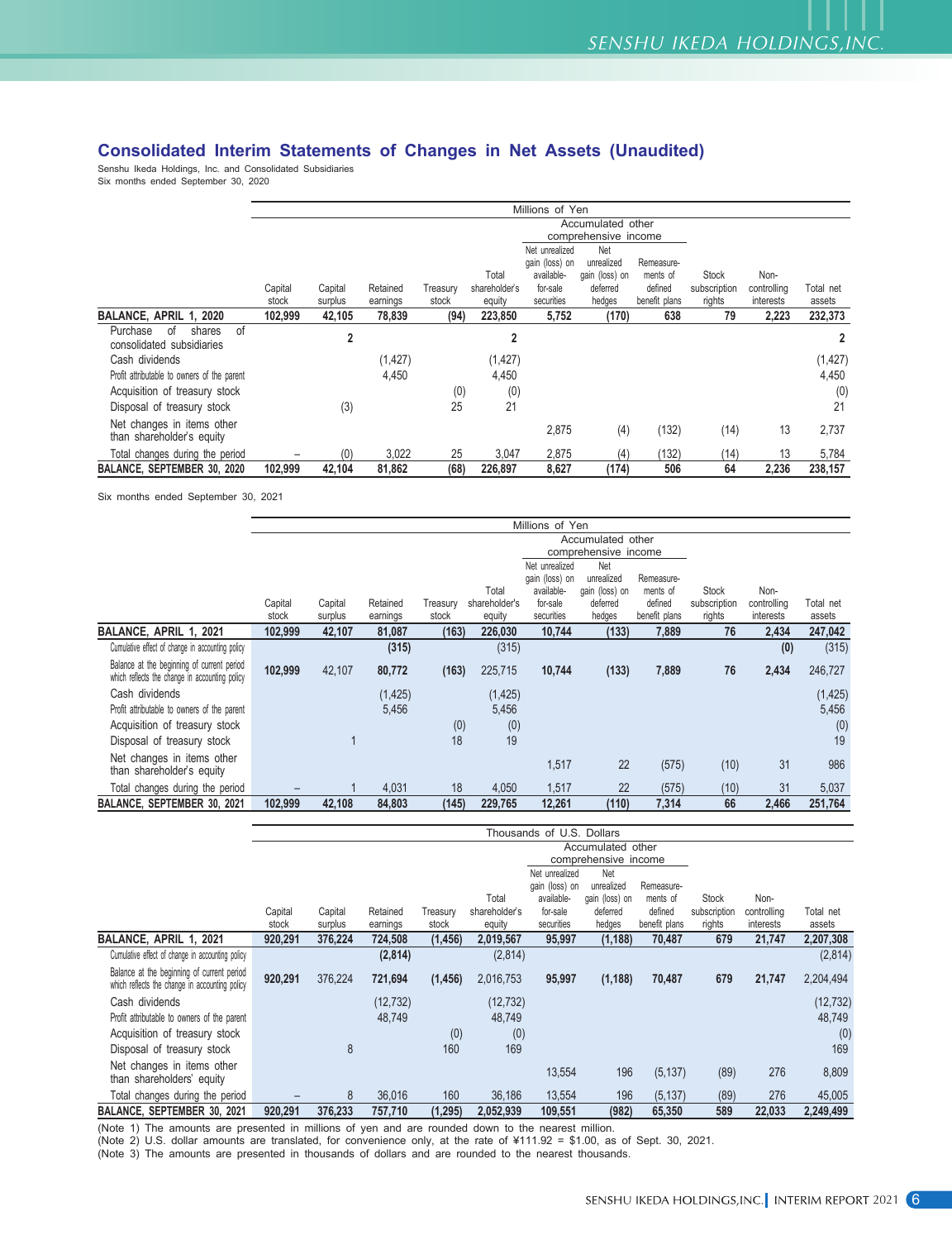## Consolidated Interim Statements of Changes in Net Assets (Unaudited)

Senshu Ikeda Holdings, Inc. and Consolidated Subsidiaries
Six months ended September 30, 2020

| | Millions of Yen | | | | | | | | | | |
|---|---|---|---|---|---|---|---|---|---|---|---|
| | | | | | | Accumulated other comprehensive income | | | | | |
| | Capital stock | Capital surplus | Retained earnings | Treasury stock | Total shareholder's equity | Net unrealized gain (loss) on available-for-sale securities | Net unrealized gain (loss) on deferred hedges | Remeasure-ments of defined benefit plans | Stock subscription rights | Non-controlling interests | Total net assets |
| **BALANCE, APRIL 1, 2020** | **102,999** | **42,105** | **78,839** | **(94)** | **223,850** | **5,752** | **(170)** | **638** | **79** | **2,223** | **232,373** |
| Purchase of shares of consolidated subsidiaries | | 2 | | | 2 | | | | | | 2 |
| Cash dividends | | | (1,427) | | (1,427) | | | | | | (1,427) |
| Profit attributable to owners of the parent | | | 4,450 | | 4,450 | | | | | | 4,450 |
| Acquisition of treasury stock | | | | (0) | (0) | | | | | | (0) |
| Disposal of treasury stock | | (3) | | 25 | 21 | | | | | | 21 |
| Net changes in items other than shareholder's equity | | | | | | 2,875 | (4) | (132) | (14) | 13 | 2,737 |
| Total changes during the period | – | (0) | 3,022 | 25 | 3,047 | 2,875 | (4) | (132) | (14) | 13 | 5,784 |
| **BALANCE, SEPTEMBER 30, 2020** | **102,999** | **42,104** | **81,862** | **(68)** | **226,897** | **8,627** | **(174)** | **506** | **64** | **2,236** | **238,157** |

Six months ended September 30, 2021

| | Millions of Yen | | | | | | | | | | |
|---|---|---|---|---|---|---|---|---|---|---|---|
| | | | | | | Accumulated other comprehensive income | | | | | |
| | Capital stock | Capital surplus | Retained earnings | Treasury stock | Total shareholder's equity | Net unrealized gain (loss) on available-for-sale securities | Net unrealized gain (loss) on deferred hedges | Remeasure-ments of defined benefit plans | Stock subscription rights | Non-controlling interests | Total net assets |
| **BALANCE, APRIL 1, 2021** | **102,999** | **42,107** | **81,087** | **(163)** | **226,030** | **10,744** | **(133)** | **7,889** | **76** | **2,434** | **247,042** |
| Cumulative effect of change in accounting policy | | | (315) | | (315) | | | | | (0) | (315) |
| Balance at the beginning of current period which reflects the change in accounting policy | 102,999 | 42,107 | 80,772 | (163) | 225,715 | 10,744 | (133) | 7,889 | 76 | 2,434 | 246,727 |
| Cash dividends | | | (1,425) | | (1,425) | | | | | | (1,425) |
| Profit attributable to owners of the parent | | | 5,456 | | 5,456 | | | | | | 5,456 |
| Acquisition of treasury stock | | | | (0) | (0) | | | | | | (0) |
| Disposal of treasury stock | | 1 | | 18 | 19 | | | | | | 19 |
| Net changes in items other than shareholder's equity | | | | | | 1,517 | 22 | (575) | (10) | 31 | 986 |
| Total changes during the period | – | 1 | 4,031 | 18 | 4,050 | 1,517 | 22 | (575) | (10) | 31 | 5,037 |
| **BALANCE, SEPTEMBER 30, 2021** | **102,999** | **42,108** | **84,803** | **(145)** | **229,765** | **12,261** | **(110)** | **7,314** | **66** | **2,466** | **251,764** |

| | Thousands of U.S. Dollars | | | | | | | | | | |
|---|---|---|---|---|---|---|---|---|---|---|---|
| | | | | | | Accumulated other comprehensive income | | | | | |
| | Capital stock | Capital surplus | Retained earnings | Treasury stock | Total shareholder's equity | Net unrealized gain (loss) on available-for-sale securities | Net unrealized gain (loss) on deferred hedges | Remeasure-ments of defined benefit plans | Stock subscription rights | Non-controlling interests | Total net assets |
| **BALANCE, APRIL 1, 2021** | **920,291** | **376,224** | **724,508** | **(1,456)** | **2,019,567** | **95,997** | **(1,188)** | **70,487** | **679** | **21,747** | **2,207,308** |
| Cumulative effect of change in accounting policy | | | (2,814) | | (2,814) | | | | | | (2,814) |
| Balance at the beginning of current period which reflects the change in accounting policy | 920,291 | 376,224 | 721,694 | (1,456) | 2,016,753 | 95,997 | (1,188) | 70,487 | 679 | 21,747 | 2,204,494 |
| Cash dividends | | | (12,732) | | (12,732) | | | | | | (12,732) |
| Profit attributable to owners of the parent | | | 48,749 | | 48,749 | | | | | | 48,749 |
| Acquisition of treasury stock | | | | (0) | (0) | | | | | | (0) |
| Disposal of treasury stock | | 8 | | 160 | 169 | | | | | | 169 |
| Net changes in items other than shareholders' equity | | | | | | 13,554 | 196 | (5,137) | (89) | 276 | 8,809 |
| Total changes during the period | – | 8 | 36,016 | 160 | 36,186 | 13,554 | 196 | (5,137) | (89) | 276 | 45,005 |
| **BALANCE, SEPTEMBER 30, 2021** | **920,291** | **376,233** | **757,710** | **(1,295)** | **2,052,939** | **109,551** | **(982)** | **65,350** | **589** | **22,033** | **2,249,499** |

(Note 1) The amounts are presented in millions of yen and are rounded down to the nearest million.
(Note 2) U.S. dollar amounts are translated, for convenience only, at the rate of ¥111.92 = $1.00, as of Sept. 30, 2021.
(Note 3) The amounts are presented in thousands of dollars and are rounded to the nearest thousands.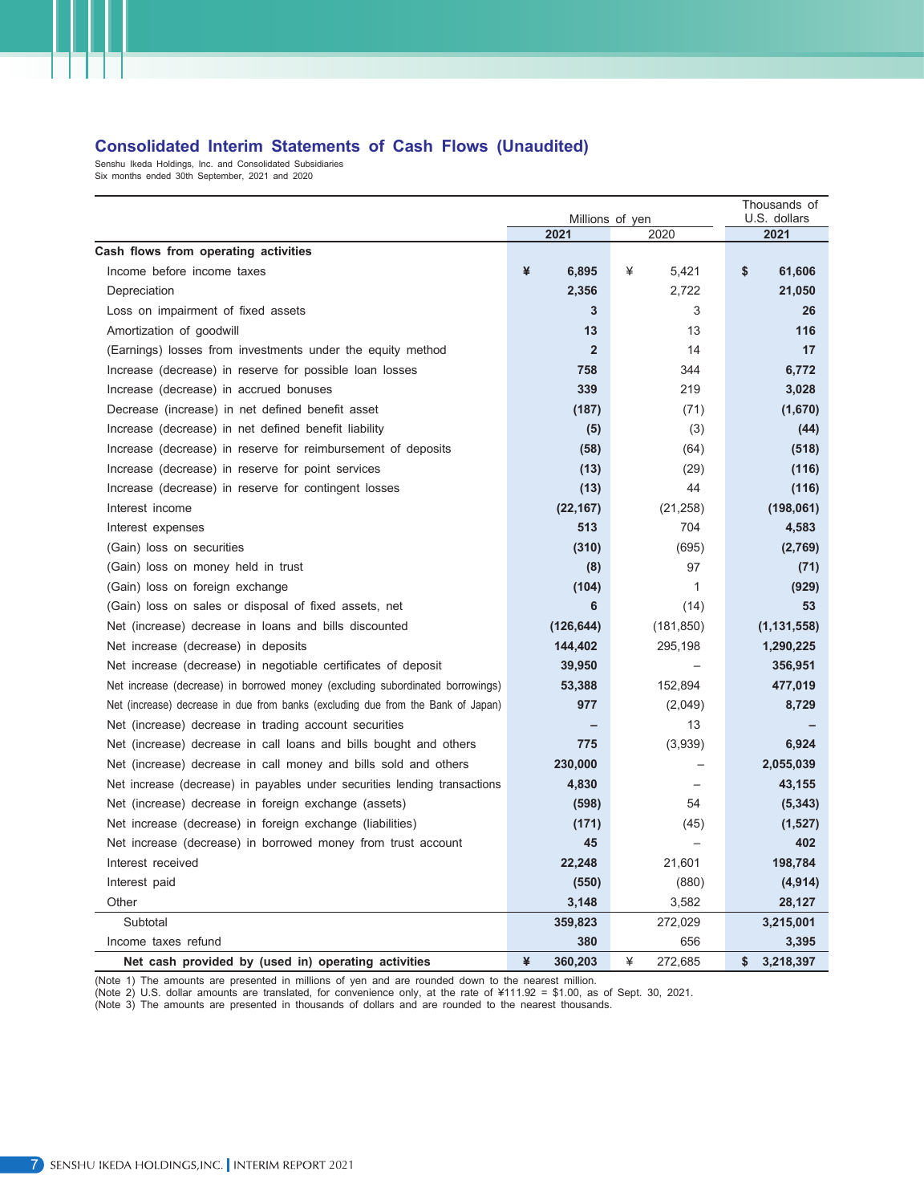## Consolidated Interim Statements of Cash Flows (Unaudited)

Senshu Ikeda Holdings, Inc. and Consolidated Subsidiaries
Six months ended 30th September, 2021 and 2020

| | Millions of yen | | Thousands of U.S. dollars |
|---|---|---|---|
| | 2021 | 2020 | 2021 |
| **Cash flows from operating activities** | | | |
| Income before income taxes | ¥ 6,895 | ¥ 5,421 | $ 61,606 |
| Depreciation | 2,356 | 2,722 | 21,050 |
| Loss on impairment of fixed assets | 3 | 3 | 26 |
| Amortization of goodwill | 13 | 13 | 116 |
| (Earnings) losses from investments under the equity method | 2 | 14 | 17 |
| Increase (decrease) in reserve for possible loan losses | 758 | 344 | 6,772 |
| Increase (decrease) in accrued bonuses | 339 | 219 | 3,028 |
| Decrease (increase) in net defined benefit asset | (187) | (71) | (1,670) |
| Increase (decrease) in net defined benefit liability | (5) | (3) | (44) |
| Increase (decrease) in reserve for reimbursement of deposits | (58) | (64) | (518) |
| Increase (decrease) in reserve for point services | (13) | (29) | (116) |
| Increase (decrease) in reserve for contingent losses | (13) | 44 | (116) |
| Interest income | (22,167) | (21,258) | (198,061) |
| Interest expenses | 513 | 704 | 4,583 |
| (Gain) loss on securities | (310) | (695) | (2,769) |
| (Gain) loss on money held in trust | (8) | 97 | (71) |
| (Gain) loss on foreign exchange | (104) | 1 | (929) |
| (Gain) loss on sales or disposal of fixed assets, net | 6 | (14) | 53 |
| Net (increase) decrease in loans and bills discounted | (126,644) | (181,850) | (1,131,558) |
| Net increase (decrease) in deposits | 144,402 | 295,198 | 1,290,225 |
| Net increase (decrease) in negotiable certificates of deposit | 39,950 | – | 356,951 |
| Net increase (decrease) in borrowed money (excluding subordinated borrowings) | 53,388 | 152,894 | 477,019 |
| Net (increase) decrease in due from banks (excluding due from the Bank of Japan) | 977 | (2,049) | 8,729 |
| Net (increase) decrease in trading account securities | – | 13 | – |
| Net (increase) decrease in call loans and bills bought and others | 775 | (3,939) | 6,924 |
| Net (increase) decrease in call money and bills sold and others | 230,000 | – | 2,055,039 |
| Net increase (decrease) in payables under securities lending transactions | 4,830 | – | 43,155 |
| Net (increase) decrease in foreign exchange (assets) | (598) | 54 | (5,343) |
| Net increase (decrease) in foreign exchange (liabilities) | (171) | (45) | (1,527) |
| Net increase (decrease) in borrowed money from trust account | 45 | – | 402 |
| Interest received | 22,248 | 21,601 | 198,784 |
| Interest paid | (550) | (880) | (4,914) |
| Other | 3,148 | 3,582 | 28,127 |
| Subtotal | 359,823 | 272,029 | 3,215,001 |
| Income taxes refund | 380 | 656 | 3,395 |
| **Net cash provided by (used in) operating activities** | ¥ 360,203 | ¥ 272,685 | $ 3,218,397 |

(Note 1) The amounts are presented in millions of yen and are rounded down to the nearest million.
(Note 2) U.S. dollar amounts are translated, for convenience only, at the rate of ¥111.92 = $1.00, as of Sept. 30, 2021.
(Note 3) The amounts are presented in thousands of dollars and are rounded to the nearest thousands.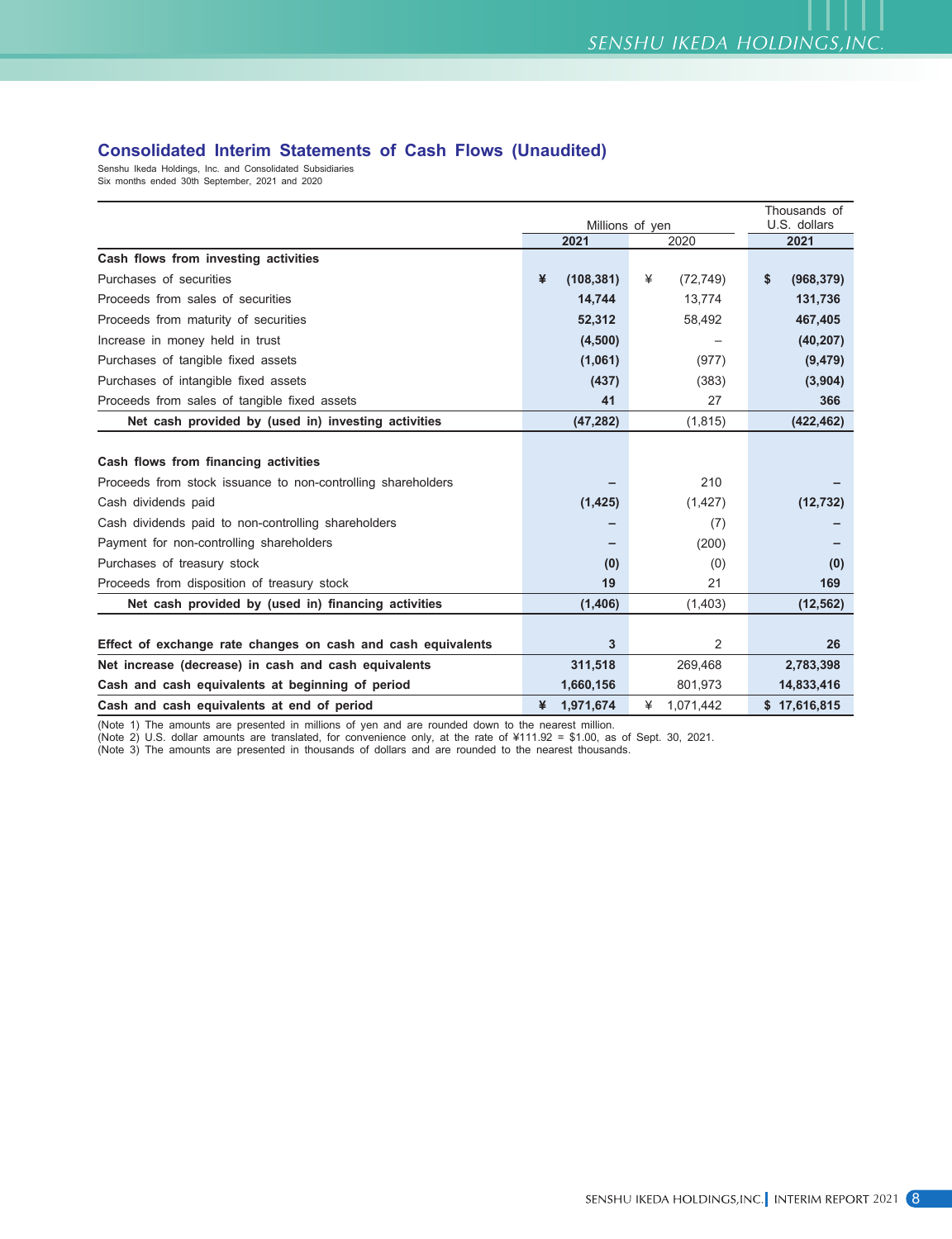## Consolidated Interim Statements of Cash Flows (Unaudited)

Senshu Ikeda Holdings, Inc. and Consolidated Subsidiaries
Six months ended 30th September, 2021 and 2020

| | Millions of yen | | Thousands of U.S. dollars |
|---|---|---|---|
| | **2021** | 2020 | **2021** |
| **Cash flows from investing activities** | | | |
| Purchases of securities | **¥ (108,381)** | ¥ (72,749) | **$ (968,379)** |
| Proceeds from sales of securities | **14,744** | 13,774 | **131,736** |
| Proceeds from maturity of securities | **52,312** | 58,492 | **467,405** |
| Increase in money held in trust | **(4,500)** | – | **(40,207)** |
| Purchases of tangible fixed assets | **(1,061)** | (977) | **(9,479)** |
| Purchases of intangible fixed assets | **(437)** | (383) | **(3,904)** |
| Proceeds from sales of tangible fixed assets | **41** | 27 | **366** |
| **Net cash provided by (used in) investing activities** | **(47,282)** | (1,815) | **(422,462)** |
| **Cash flows from financing activities** | | | |
| Proceeds from stock issuance to non-controlling shareholders | **–** | 210 | **–** |
| Cash dividends paid | **(1,425)** | (1,427) | **(12,732)** |
| Cash dividends paid to non-controlling shareholders | **–** | (7) | **–** |
| Payment for non-controlling shareholders | **–** | (200) | **–** |
| Purchases of treasury stock | **(0)** | (0) | **(0)** |
| Proceeds from disposition of treasury stock | **19** | 21 | **169** |
| **Net cash provided by (used in) financing activities** | **(1,406)** | (1,403) | **(12,562)** |
| **Effect of exchange rate changes on cash and cash equivalents** | **3** | 2 | **26** |
| **Net increase (decrease) in cash and cash equivalents** | **311,518** | 269,468 | **2,783,398** |
| **Cash and cash equivalents at beginning of period** | **1,660,156** | 801,973 | **14,833,416** |
| **Cash and cash equivalents at end of period** | **¥ 1,971,674** | ¥ 1,071,442 | **$ 17,616,815** |

(Note 1) The amounts are presented in millions of yen and are rounded down to the nearest million.
(Note 2) U.S. dollar amounts are translated, for convenience only, at the rate of ¥111.92 = $1.00, as of Sept. 30, 2021.
(Note 3) The amounts are presented in thousands of dollars and are rounded to the nearest thousands.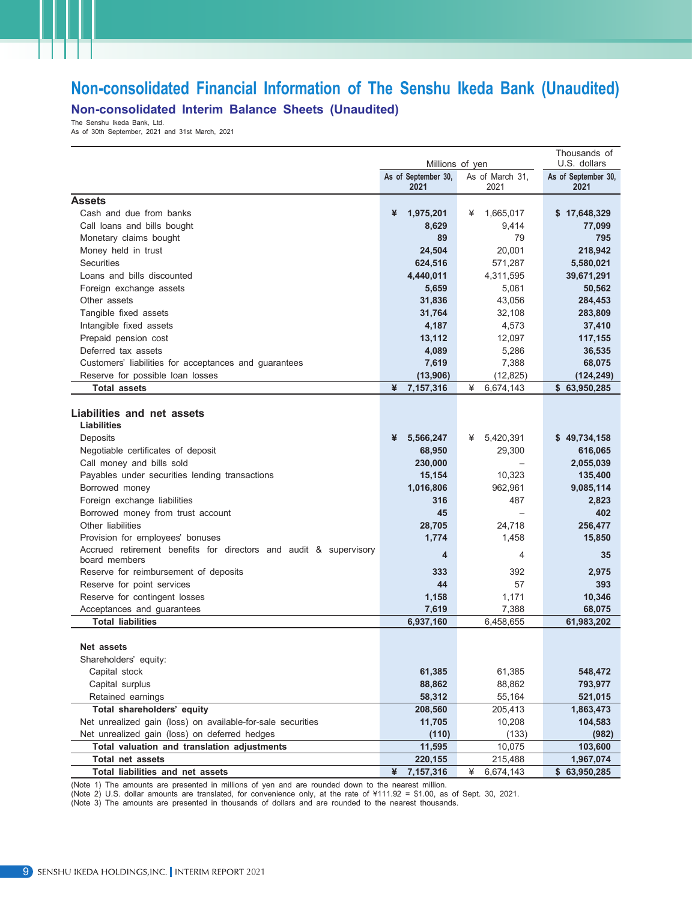# Non-consolidated Financial Information of The Senshu Ikeda Bank (Unaudited)

## Non-consolidated Interim Balance Sheets (Unaudited)

The Senshu Ikeda Bank, Ltd.
As of 30th September, 2021 and 31st March, 2021

| | Millions of yen | | Thousands of U.S. dollars |
|---|---|---|---|
| | As of September 30, 2021 | As of March 31, 2021 | As of September 30, 2021 |
| **Assets** | | | |
| Cash and due from banks | ¥ 1,975,201 | ¥ 1,665,017 | $ 17,648,329 |
| Call loans and bills bought | 8,629 | 9,414 | 77,099 |
| Monetary claims bought | 89 | 79 | 795 |
| Money held in trust | 24,504 | 20,001 | 218,942 |
| Securities | 624,516 | 571,287 | 5,580,021 |
| Loans and bills discounted | 4,440,011 | 4,311,595 | 39,671,291 |
| Foreign exchange assets | 5,659 | 5,061 | 50,562 |
| Other assets | 31,836 | 43,056 | 284,453 |
| Tangible fixed assets | 31,764 | 32,108 | 283,809 |
| Intangible fixed assets | 4,187 | 4,573 | 37,410 |
| Prepaid pension cost | 13,112 | 12,097 | 117,155 |
| Deferred tax assets | 4,089 | 5,286 | 36,535 |
| Customers' liabilities for acceptances and guarantees | 7,619 | 7,388 | 68,075 |
| Reserve for possible loan losses | (13,906) | (12,825) | (124,249) |
| **Total assets** | ¥ 7,157,316 | ¥ 6,674,143 | $ 63,950,285 |
| **Liabilities and net assets** | | | |
| **Liabilities** | | | |
| Deposits | ¥ 5,566,247 | ¥ 5,420,391 | $ 49,734,158 |
| Negotiable certificates of deposit | 68,950 | 29,300 | 616,065 |
| Call money and bills sold | 230,000 | – | 2,055,039 |
| Payables under securities lending transactions | 15,154 | 10,323 | 135,400 |
| Borrowed money | 1,016,806 | 962,961 | 9,085,114 |
| Foreign exchange liabilities | 316 | 487 | 2,823 |
| Borrowed money from trust account | 45 | – | 402 |
| Other liabilities | 28,705 | 24,718 | 256,477 |
| Provision for employees' bonuses | 1,774 | 1,458 | 15,850 |
| Accrued retirement benefits for directors and audit & supervisory board members | 4 | 4 | 35 |
| Reserve for reimbursement of deposits | 333 | 392 | 2,975 |
| Reserve for point services | 44 | 57 | 393 |
| Reserve for contingent losses | 1,158 | 1,171 | 10,346 |
| Acceptances and guarantees | 7,619 | 7,388 | 68,075 |
| **Total liabilities** | 6,937,160 | 6,458,655 | 61,983,202 |
| **Net assets** | | | |
| Shareholders' equity: | | | |
| Capital stock | 61,385 | 61,385 | 548,472 |
| Capital surplus | 88,862 | 88,862 | 793,977 |
| Retained earnings | 58,312 | 55,164 | 521,015 |
| **Total shareholders' equity** | 208,560 | 205,413 | 1,863,473 |
| Net unrealized gain (loss) on available-for-sale securities | 11,705 | 10,208 | 104,583 |
| Net unrealized gain (loss) on deferred hedges | (110) | (133) | (982) |
| **Total valuation and translation adjustments** | 11,595 | 10,075 | 103,600 |
| **Total net assets** | 220,155 | 215,488 | 1,967,074 |
| **Total liabilities and net assets** | ¥ 7,157,316 | ¥ 6,674,143 | $ 63,950,285 |

(Note 1) The amounts are presented in millions of yen and are rounded down to the nearest million.
(Note 2) U.S. dollar amounts are translated, for convenience only, at the rate of ¥111.92 = $1.00, as of Sept. 30, 2021.
(Note 3) The amounts are presented in thousands of dollars and are rounded to the nearest thousands.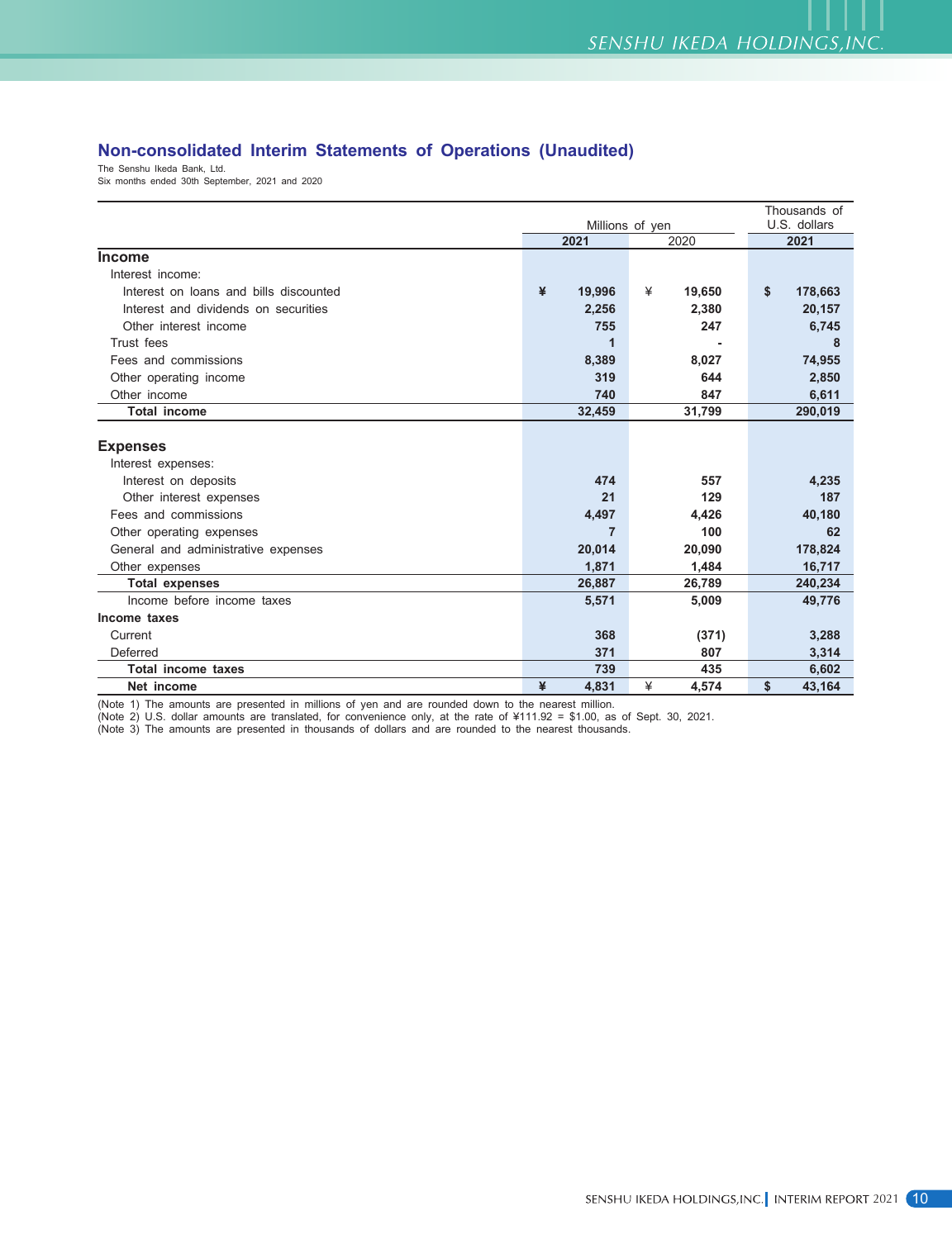## Non-consolidated Interim Statements of Operations (Unaudited)

The Senshu Ikeda Bank, Ltd.
Six months ended 30th September, 2021 and 2020

| | Millions of yen | | Thousands of U.S. dollars |
|---|---|---|---|
| | **2021** | 2020 | **2021** |
| **Income** | | | |
| Interest income: | | | |
| Interest on loans and bills discounted | ¥ 19,996 | ¥ 19,650 | $ 178,663 |
| Interest and dividends on securities | 2,256 | 2,380 | 20,157 |
| Other interest income | 755 | 247 | 6,745 |
| Trust fees | 1 | - | 8 |
| Fees and commissions | 8,389 | 8,027 | 74,955 |
| Other operating income | 319 | 644 | 2,850 |
| Other income | 740 | 847 | 6,611 |
| **Total income** | 32,459 | 31,799 | 290,019 |
| **Expenses** | | | |
| Interest expenses: | | | |
| Interest on deposits | 474 | 557 | 4,235 |
| Other interest expenses | 21 | 129 | 187 |
| Fees and commissions | 4,497 | 4,426 | 40,180 |
| Other operating expenses | 7 | 100 | 62 |
| General and administrative expenses | 20,014 | 20,090 | 178,824 |
| Other expenses | 1,871 | 1,484 | 16,717 |
| **Total expenses** | 26,887 | 26,789 | 240,234 |
| Income before income taxes | 5,571 | 5,009 | 49,776 |
| **Income taxes** | | | |
| Current | 368 | (371) | 3,288 |
| Deferred | 371 | 807 | 3,314 |
| **Total income taxes** | 739 | 435 | 6,602 |
| **Net income** | ¥ 4,831 | ¥ 4,574 | $ 43,164 |

(Note 1) The amounts are presented in millions of yen and are rounded down to the nearest million.
(Note 2) U.S. dollar amounts are translated, for convenience only, at the rate of ¥111.92 = $1.00, as of Sept. 30, 2021.
(Note 3) The amounts are presented in thousands of dollars and are rounded to the nearest thousands.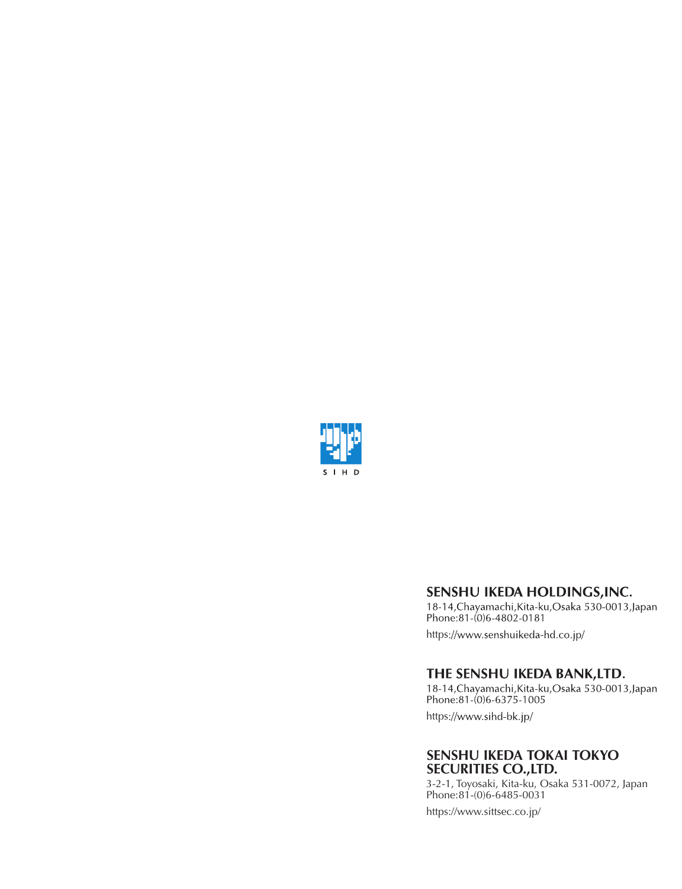SIHD

## SENSHU IKEDA HOLDINGS,INC.

18-14,Chayamachi,Kita-ku,Osaka 530-0013,Japan
Phone:81-(0)6-4802-0181

https://www.senshuikeda-hd.co.jp/

## THE SENSHU IKEDA BANK,LTD.

18-14,Chayamachi,Kita-ku,Osaka 530-0013,Japan
Phone:81-(0)6-6375-1005

https://www.sihd-bk.jp/

## SENSHU IKEDA TOKAI TOKYO SECURITIES CO.,LTD.

3-2-1, Toyosaki, Kita-ku, Osaka 531-0072, Japan
Phone:81-(0)6-6485-0031

https://www.sittsec.co.jp/